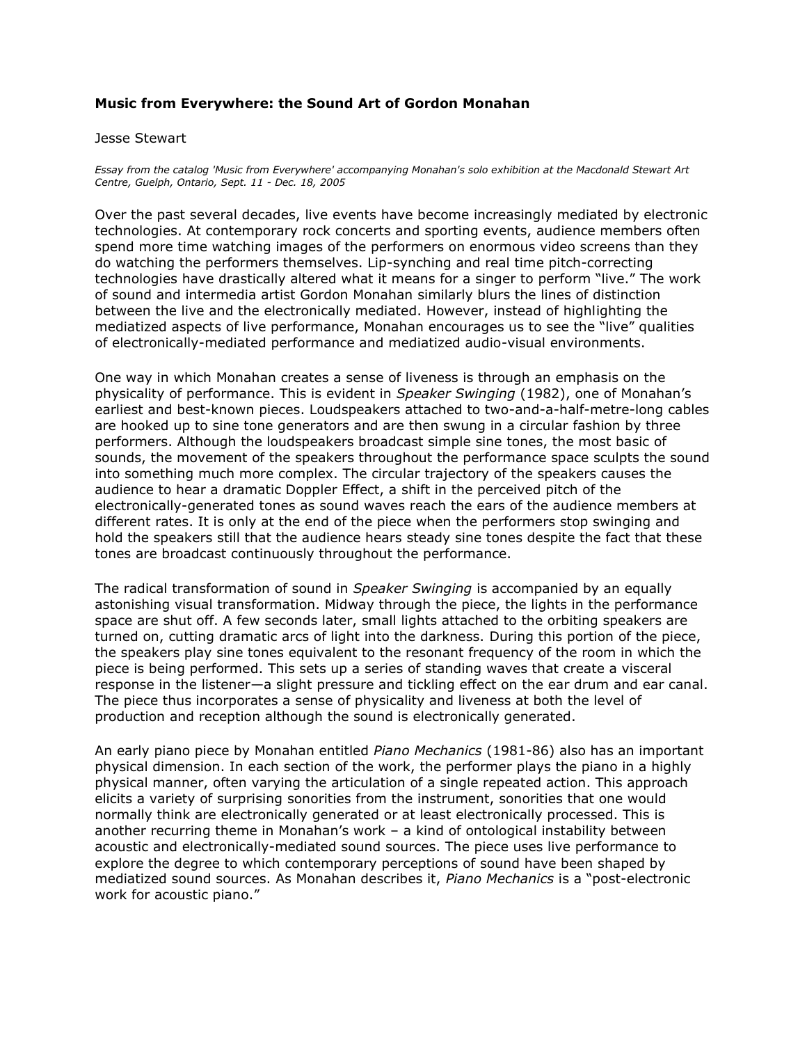**Music from Everywhere: the Sound Art of Gordon Monahan**

Jesse Stewart

*Essay from the catalog 'Music from Everywhere' accompanying Monahan's solo exhibition at the Macdonald Stewart Art Centre, Guelph, Ontario, Sept. 11 - Dec. 18, 2005*

Over the past several decades, live events have become increasingly mediated by electronic technologies. At contemporary rock concerts and sporting events, audience members often spend more time watching images of the performers on enormous video screens than they do watching the performers themselves. Lip-synching and real time pitch-correcting technologies have drastically altered what it means for a singer to perform "live." The work of sound and intermedia artist Gordon Monahan similarly blurs the lines of distinction between the live and the electronically mediated. However, instead of highlighting the mediatized aspects of live performance, Monahan encourages us to see the "live" qualities of electronically-mediated performance and mediatized audio-visual environments.

One way in which Monahan creates a sense of liveness is through an emphasis on the physicality of performance. This is evident in *Speaker Swinging* (1982), one of Monahan's earliest and best-known pieces. Loudspeakers attached to two-and-a-half-metre-long cables are hooked up to sine tone generators and are then swung in a circular fashion by three performers. Although the loudspeakers broadcast simple sine tones, the most basic of sounds, the movement of the speakers throughout the performance space sculpts the sound into something much more complex. The circular trajectory of the speakers causes the audience to hear a dramatic Doppler Effect, a shift in the perceived pitch of the electronically-generated tones as sound waves reach the ears of the audience members at different rates. It is only at the end of the piece when the performers stop swinging and hold the speakers still that the audience hears steady sine tones despite the fact that these tones are broadcast continuously throughout the performance.

The radical transformation of sound in *Speaker Swinging* is accompanied by an equally astonishing visual transformation. Midway through the piece, the lights in the performance space are shut off. A few seconds later, small lights attached to the orbiting speakers are turned on, cutting dramatic arcs of light into the darkness. During this portion of the piece, the speakers play sine tones equivalent to the resonant frequency of the room in which the piece is being performed. This sets up a series of standing waves that create a visceral response in the listener—a slight pressure and tickling effect on the ear drum and ear canal. The piece thus incorporates a sense of physicality and liveness at both the level of production and reception although the sound is electronically generated.

An early piano piece by Monahan entitled *Piano Mechanics* (1981-86) also has an important physical dimension. In each section of the work, the performer plays the piano in a highly physical manner, often varying the articulation of a single repeated action. This approach elicits a variety of surprising sonorities from the instrument, sonorities that one would normally think are electronically generated or at least electronically processed. This is another recurring theme in Monahan's work – a kind of ontological instability between acoustic and electronically-mediated sound sources. The piece uses live performance to explore the degree to which contemporary perceptions of sound have been shaped by mediatized sound sources. As Monahan describes it, *Piano Mechanics* is a "post-electronic work for acoustic piano."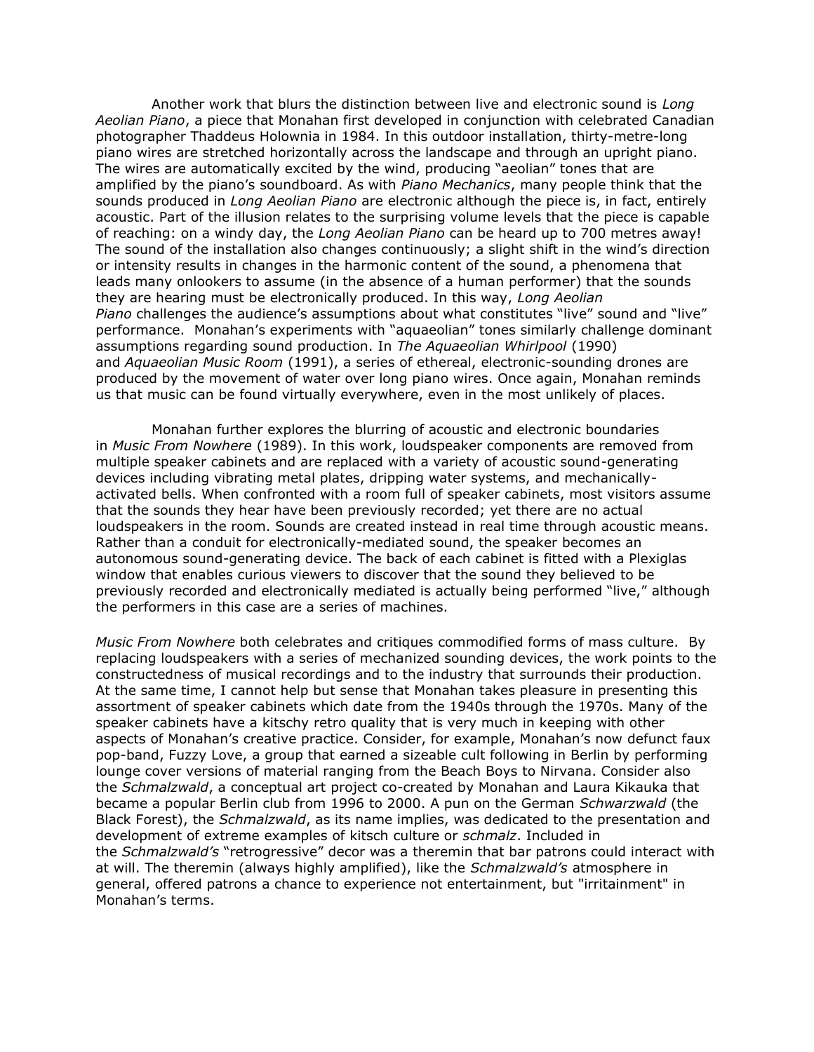Another work that blurs the distinction between live and electronic sound is *Long Aeolian Piano*, a piece that Monahan first developed in conjunction with celebrated Canadian photographer Thaddeus Holownia in 1984. In this outdoor installation, thirty-metre-long piano wires are stretched horizontally across the landscape and through an upright piano. The wires are automatically excited by the wind, producing "aeolian" tones that are amplified by the piano's soundboard. As with *Piano Mechanics*, many people think that the sounds produced in *Long Aeolian Piano* are electronic although the piece is, in fact, entirely acoustic. Part of the illusion relates to the surprising volume levels that the piece is capable of reaching: on a windy day, the *Long Aeolian Piano* can be heard up to 700 metres away! The sound of the installation also changes continuously; a slight shift in the wind's direction or intensity results in changes in the harmonic content of the sound, a phenomena that leads many onlookers to assume (in the absence of a human performer) that the sounds they are hearing must be electronically produced. In this way, *Long Aeolian Piano* challenges the audience's assumptions about what constitutes "live" sound and "live" performance. Monahan's experiments with "aquaeolian" tones similarly challenge dominant assumptions regarding sound production. In *The Aquaeolian Whirlpool* (1990) and *Aquaeolian Music Room* (1991), a series of ethereal, electronic-sounding drones are produced by the movement of water over long piano wires. Once again, Monahan reminds us that music can be found virtually everywhere, even in the most unlikely of places.

Monahan further explores the blurring of acoustic and electronic boundaries in *Music From Nowhere* (1989). In this work, loudspeaker components are removed from multiple speaker cabinets and are replaced with a variety of acoustic sound-generating devices including vibrating metal plates, dripping water systems, and mechanically-activated bells. When confronted with a room full of speaker cabinets, most visitors assume that the sounds they hear have been previously recorded; yet there are no actual loudspeakers in the room. Sounds are created instead in real time through acoustic means. Rather than a conduit for electronically-mediated sound, the speaker becomes an autonomous sound-generating device. The back of each cabinet is fitted with a Plexiglas window that enables curious viewers to discover that the sound they believed to be previously recorded and electronically mediated is actually being performed "live," although the performers in this case are a series of machines.

*Music From Nowhere* both celebrates and critiques commodified forms of mass culture. By replacing loudspeakers with a series of mechanized sounding devices, the work points to the constructedness of musical recordings and to the industry that surrounds their production. At the same time, I cannot help but sense that Monahan takes pleasure in presenting this assortment of speaker cabinets which date from the 1940s through the 1970s. Many of the speaker cabinets have a kitschy retro quality that is very much in keeping with other aspects of Monahan's creative practice. Consider, for example, Monahan's now defunct faux pop-band, Fuzzy Love, a group that earned a sizeable cult following in Berlin by performing lounge cover versions of material ranging from the Beach Boys to Nirvana. Consider also the *Schmalzwald*, a conceptual art project co-created by Monahan and Laura Kikauka that became a popular Berlin club from 1996 to 2000. A pun on the German *Schwarzwald* (the Black Forest), the *Schmalzwald*, as its name implies, was dedicated to the presentation and development of extreme examples of kitsch culture or *schmalz*. Included in the *Schmalzwald's* "retrogressive" decor was a theremin that bar patrons could interact with at will. The theremin (always highly amplified), like the *Schmalzwald's* atmosphere in general, offered patrons a chance to experience not entertainment, but "irritainment" in Monahan's terms.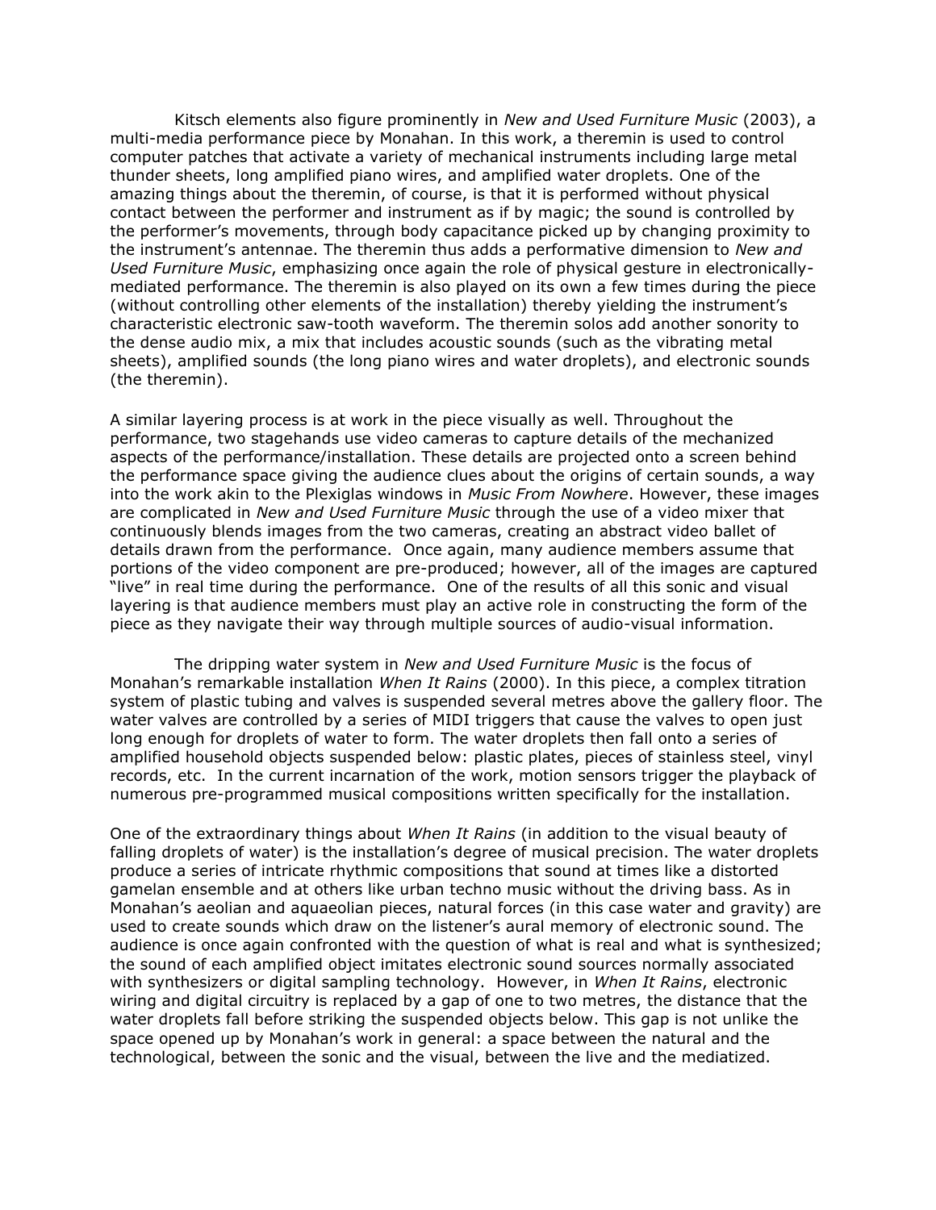Kitsch elements also figure prominently in *New and Used Furniture Music* (2003), a multi-media performance piece by Monahan. In this work, a theremin is used to control computer patches that activate a variety of mechanical instruments including large metal thunder sheets, long amplified piano wires, and amplified water droplets. One of the amazing things about the theremin, of course, is that it is performed without physical contact between the performer and instrument as if by magic; the sound is controlled by the performer's movements, through body capacitance picked up by changing proximity to the instrument's antennae. The theremin thus adds a performative dimension to *New and Used Furniture Music*, emphasizing once again the role of physical gesture in electronically-mediated performance. The theremin is also played on its own a few times during the piece (without controlling other elements of the installation) thereby yielding the instrument's characteristic electronic saw-tooth waveform. The theremin solos add another sonority to the dense audio mix, a mix that includes acoustic sounds (such as the vibrating metal sheets), amplified sounds (the long piano wires and water droplets), and electronic sounds (the theremin).

A similar layering process is at work in the piece visually as well. Throughout the performance, two stagehands use video cameras to capture details of the mechanized aspects of the performance/installation. These details are projected onto a screen behind the performance space giving the audience clues about the origins of certain sounds, a way into the work akin to the Plexiglas windows in *Music From Nowhere*. However, these images are complicated in *New and Used Furniture Music* through the use of a video mixer that continuously blends images from the two cameras, creating an abstract video ballet of details drawn from the performance. Once again, many audience members assume that portions of the video component are pre-produced; however, all of the images are captured "live" in real time during the performance. One of the results of all this sonic and visual layering is that audience members must play an active role in constructing the form of the piece as they navigate their way through multiple sources of audio-visual information.

The dripping water system in *New and Used Furniture Music* is the focus of Monahan's remarkable installation *When It Rains* (2000). In this piece, a complex titration system of plastic tubing and valves is suspended several metres above the gallery floor. The water valves are controlled by a series of MIDI triggers that cause the valves to open just long enough for droplets of water to form. The water droplets then fall onto a series of amplified household objects suspended below: plastic plates, pieces of stainless steel, vinyl records, etc. In the current incarnation of the work, motion sensors trigger the playback of numerous pre-programmed musical compositions written specifically for the installation.

One of the extraordinary things about *When It Rains* (in addition to the visual beauty of falling droplets of water) is the installation's degree of musical precision. The water droplets produce a series of intricate rhythmic compositions that sound at times like a distorted gamelan ensemble and at others like urban techno music without the driving bass. As in Monahan's aeolian and aquaeolian pieces, natural forces (in this case water and gravity) are used to create sounds which draw on the listener's aural memory of electronic sound. The audience is once again confronted with the question of what is real and what is synthesized; the sound of each amplified object imitates electronic sound sources normally associated with synthesizers or digital sampling technology. However, in *When It Rains*, electronic wiring and digital circuitry is replaced by a gap of one to two metres, the distance that the water droplets fall before striking the suspended objects below. This gap is not unlike the space opened up by Monahan's work in general: a space between the natural and the technological, between the sonic and the visual, between the live and the mediatized.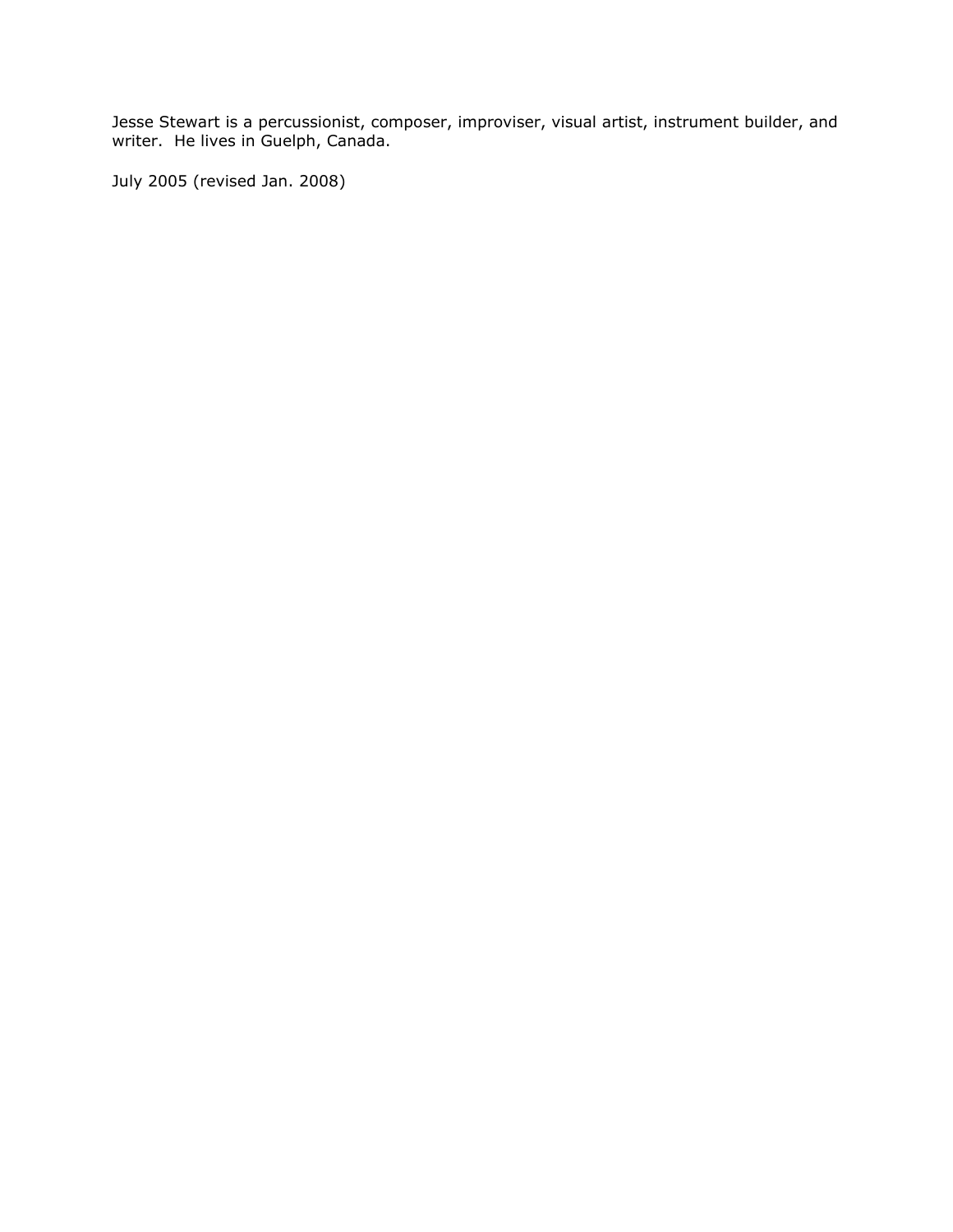Jesse Stewart is a percussionist, composer, improviser, visual artist, instrument builder, and writer. He lives in Guelph, Canada.

July 2005 (revised Jan. 2008)